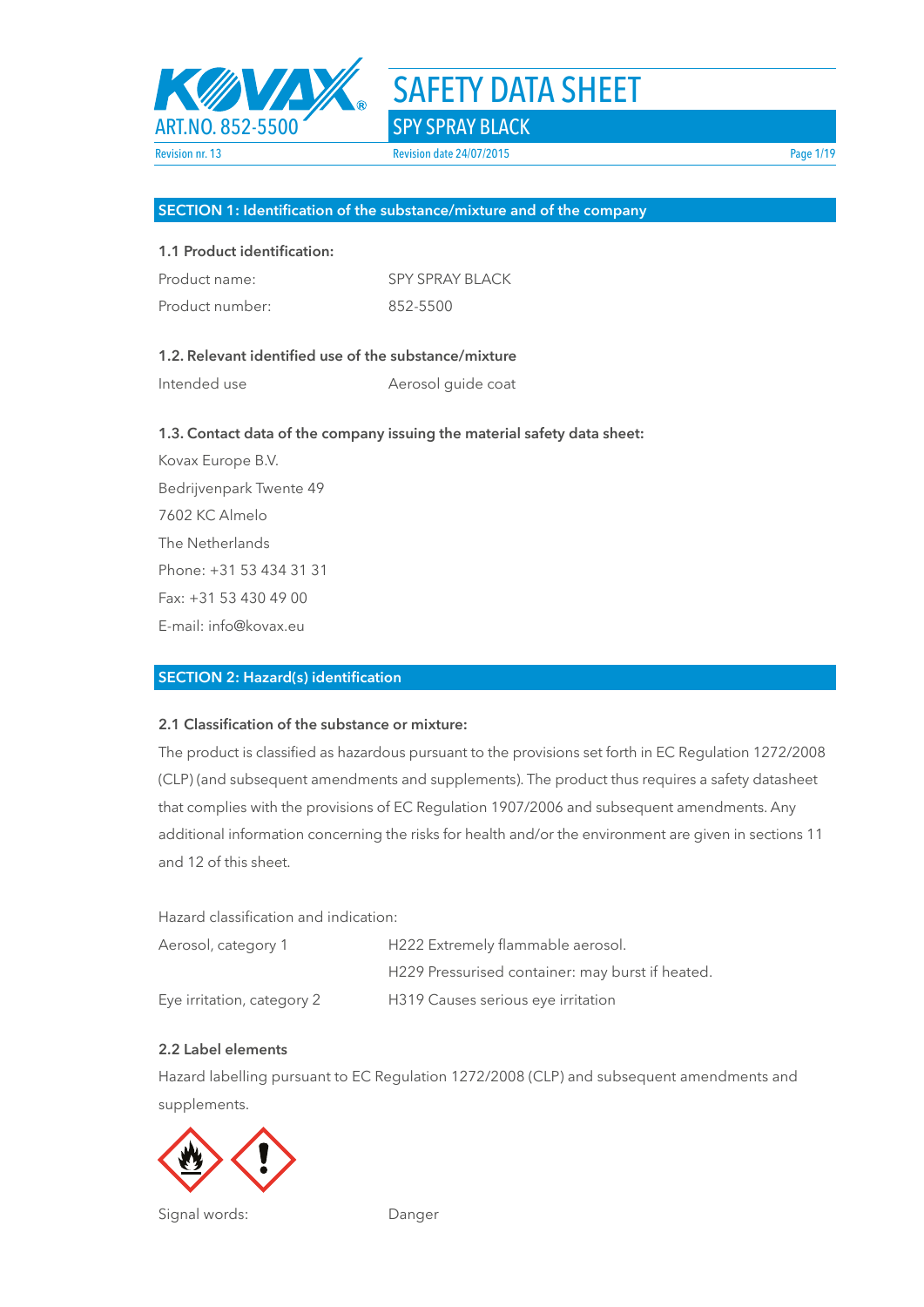# SAFETY DATA SHEET

## SPY SPRAY BLACK

ART.NO. 852-5500

Revision nr. 13 | Revision date 24/07/2015

## SECTION 1: Identification of the substance/mixture and of the company

### 1.1 Product identification:

| | |
|---|---|
| Product name: | SPY SPRAY BLACK |
| Product number: | 852-5500 |

### 1.2. Relevant identified use of the substance/mixture

| | |
|---|---|
| Intended use | Aerosol guide coat |

### 1.3. Contact data of the company issuing the material safety data sheet:

Kovax Europe B.V.
Bedrijvenpark Twente 49
7602 KC Almelo
The Netherlands
Phone: +31 53 434 31 31
Fax: +31 53 430 49 00
E-mail: info@kovax.eu

## SECTION 2: Hazard(s) identification

### 2.1 Classification of the substance or mixture:

The product is classified as hazardous pursuant to the provisions set forth in EC Regulation 1272/2008 (CLP) (and subsequent amendments and supplements). The product thus requires a safety datasheet that complies with the provisions of EC Regulation 1907/2006 and subsequent amendments. Any additional information concerning the risks for health and/or the environment are given in sections 11 and 12 of this sheet.

Hazard classification and indication:

| | |
|---|---|
| Aerosol, category 1 | H222 Extremely flammable aerosol. |
| | H229 Pressurised container: may burst if heated. |
| Eye irritation, category 2 | H319 Causes serious eye irritation |

### 2.2 Label elements

Hazard labelling pursuant to EC Regulation 1272/2008 (CLP) and subsequent amendments and supplements.

| | |
|---|---|
| Signal words: | Danger |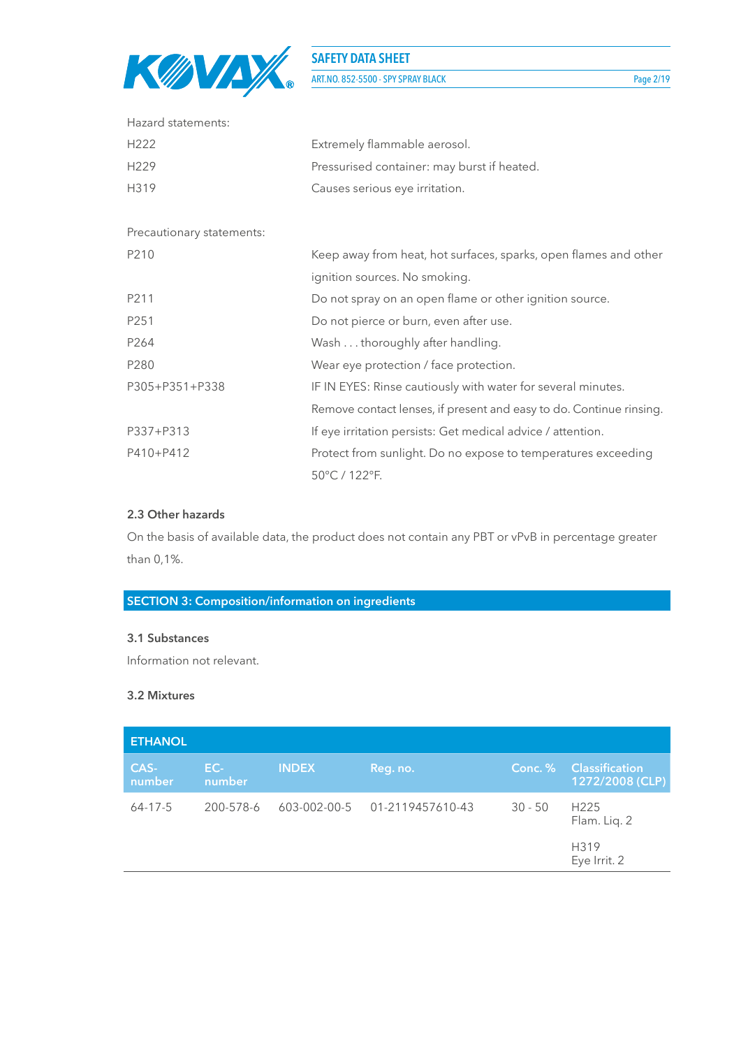Hazard statements:

| | |
|---|---|
| H222 | Extremely flammable aerosol. |
| H229 | Pressurised container: may burst if heated. |
| H319 | Causes serious eye irritation. |

Precautionary statements:

| | |
|---|---|
| P210 | Keep away from heat, hot surfaces, sparks, open flames and other ignition sources. No smoking. |
| P211 | Do not spray on an open flame or other ignition source. |
| P251 | Do not pierce or burn, even after use. |
| P264 | Wash . . . thoroughly after handling. |
| P280 | Wear eye protection / face protection. |
| P305+P351+P338 | IF IN EYES: Rinse cautiously with water for several minutes. Remove contact lenses, if present and easy to do. Continue rinsing. |
| P337+P313 | If eye irritation persists: Get medical advice / attention. |
| P410+P412 | Protect from sunlight. Do no expose to temperatures exceeding 50°C / 122°F. |

### 2.3 Other hazards

On the basis of available data, the product does not contain any PBT or vPvB in percentage greater than 0,1%.

## SECTION 3: Composition/information on ingredients

### 3.1 Substances

Information not relevant.

### 3.2 Mixtures

| ETHANOL | | | | | |
|---|---|---|---|---|---|
| CAS-number | EC-number | INDEX | Reg. no. | Conc. % | Classification 1272/2008 (CLP) |
| 64-17-5 | 200-578-6 | 603-002-00-5 | 01-2119457610-43 | 30 - 50 | H225 Flam. Liq. 2<br>H319 Eye Irrit. 2 |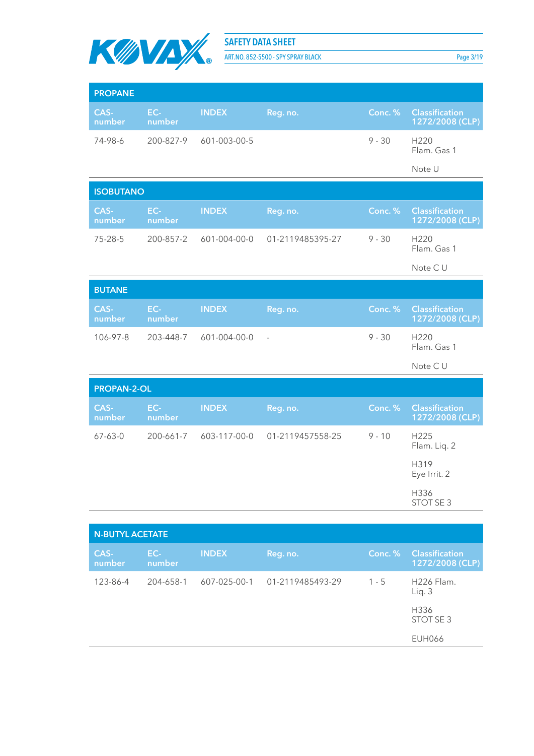## PROPANE

| CAS-number | EC-number | INDEX | Reg. no. | Conc. % | Classification 1272/2008 (CLP) |
|---|---|---|---|---|---|
| 74-98-6 | 200-827-9 | 601-003-00-5 | | 9 - 30 | H220 Flam. Gas 1<br><br>Note U |

## ISOBUTANO

| CAS-number | EC-number | INDEX | Reg. no. | Conc. % | Classification 1272/2008 (CLP) |
|---|---|---|---|---|---|
| 75-28-5 | 200-857-2 | 601-004-00-0 | 01-2119485395-27 | 9 - 30 | H220 Flam. Gas 1<br><br>Note C U |

## BUTANE

| CAS-number | EC-number | INDEX | Reg. no. | Conc. % | Classification 1272/2008 (CLP) |
|---|---|---|---|---|---|
| 106-97-8 | 203-448-7 | 601-004-00-0 | - | 9 - 30 | H220 Flam. Gas 1<br><br>Note C U |

## PROPAN-2-OL

| CAS-number | EC-number | INDEX | Reg. no. | Conc. % | Classification 1272/2008 (CLP) |
|---|---|---|---|---|---|
| 67-63-0 | 200-661-7 | 603-117-00-0 | 01-2119457558-25 | 9 - 10 | H225 Flam. Liq. 2<br><br>H319 Eye Irrit. 2<br><br>H336 STOT SE 3 |

## N-BUTYL ACETATE

| CAS-number | EC-number | INDEX | Reg. no. | Conc. % | Classification 1272/2008 (CLP) |
|---|---|---|---|---|---|
| 123-86-4 | 204-658-1 | 607-025-00-1 | 01-2119485493-29 | 1 - 5 | H226 Flam. Liq. 3<br><br>H336 STOT SE 3<br><br>EUH066 |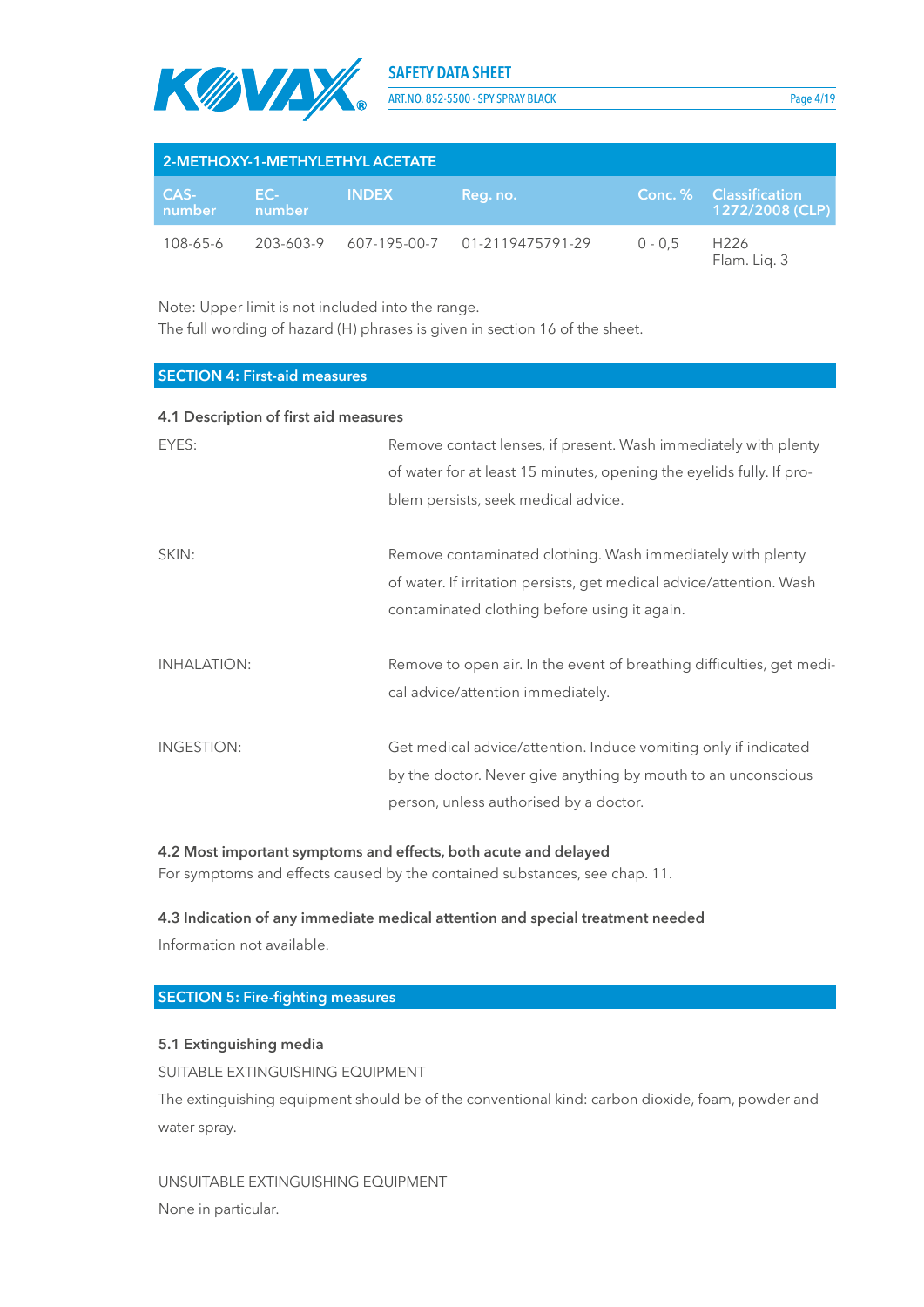| 2-METHOXY-1-METHYLETHYL ACETATE | | | | | |
|---|---|---|---|---|---|
| CAS-number | EC-number | INDEX | Reg. no. | Conc. % | Classification 1272/2008 (CLP) |
| 108-65-6 | 203-603-9 | 607-195-00-7 | 01-2119475791-29 | 0 - 0,5 | H226 Flam. Liq. 3 |

Note: Upper limit is not included into the range.
The full wording of hazard (H) phrases is given in section 16 of the sheet.

## SECTION 4: First-aid measures

### 4.1 Description of first aid measures

EYES: Remove contact lenses, if present. Wash immediately with plenty of water for at least 15 minutes, opening the eyelids fully. If problem persists, seek medical advice.

SKIN: Remove contaminated clothing. Wash immediately with plenty of water. If irritation persists, get medical advice/attention. Wash contaminated clothing before using it again.

INHALATION: Remove to open air. In the event of breathing difficulties, get medical advice/attention immediately.

INGESTION: Get medical advice/attention. Induce vomiting only if indicated by the doctor. Never give anything by mouth to an unconscious person, unless authorised by a doctor.

### 4.2 Most important symptoms and effects, both acute and delayed

For symptoms and effects caused by the contained substances, see chap. 11.

### 4.3 Indication of any immediate medical attention and special treatment needed

Information not available.

## SECTION 5: Fire-fighting measures

### 5.1 Extinguishing media

SUITABLE EXTINGUISHING EQUIPMENT

The extinguishing equipment should be of the conventional kind: carbon dioxide, foam, powder and water spray.

UNSUITABLE EXTINGUISHING EQUIPMENT

None in particular.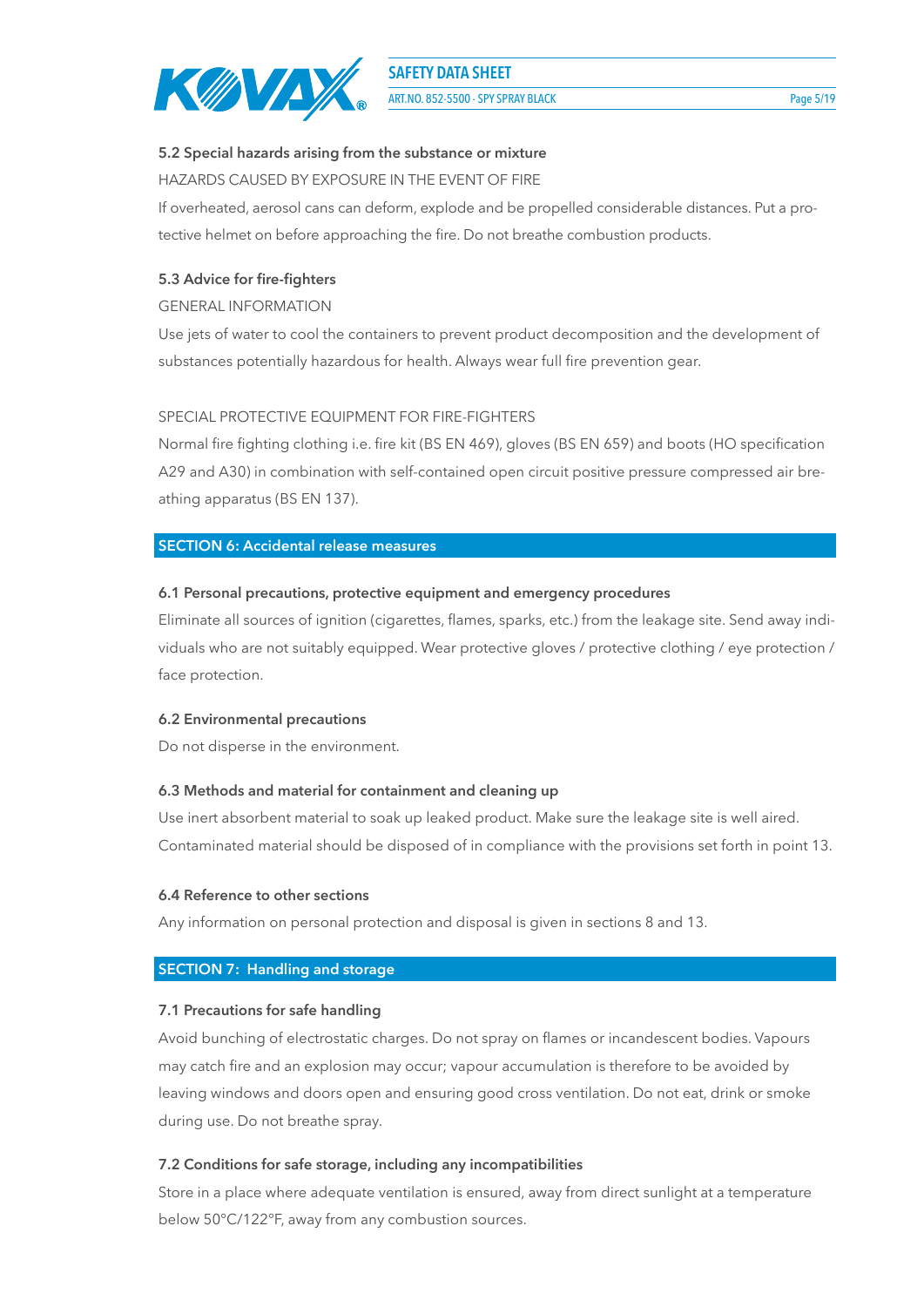### 5.2 Special hazards arising from the substance or mixture

HAZARDS CAUSED BY EXPOSURE IN THE EVENT OF FIRE

If overheated, aerosol cans can deform, explode and be propelled considerable distances. Put a protective helmet on before approaching the fire. Do not breathe combustion products.

### 5.3 Advice for fire-fighters

GENERAL INFORMATION

Use jets of water to cool the containers to prevent product decomposition and the development of substances potentially hazardous for health. Always wear full fire prevention gear.

SPECIAL PROTECTIVE EQUIPMENT FOR FIRE-FIGHTERS

Normal fire fighting clothing i.e. fire kit (BS EN 469), gloves (BS EN 659) and boots (HO specification A29 and A30) in combination with self-contained open circuit positive pressure compressed air breathing apparatus (BS EN 137).

## SECTION 6: Accidental release measures

### 6.1 Personal precautions, protective equipment and emergency procedures

Eliminate all sources of ignition (cigarettes, flames, sparks, etc.) from the leakage site. Send away individuals who are not suitably equipped. Wear protective gloves / protective clothing / eye protection / face protection.

### 6.2 Environmental precautions

Do not disperse in the environment.

### 6.3 Methods and material for containment and cleaning up

Use inert absorbent material to soak up leaked product. Make sure the leakage site is well aired. Contaminated material should be disposed of in compliance with the provisions set forth in point 13.

### 6.4 Reference to other sections

Any information on personal protection and disposal is given in sections 8 and 13.

## SECTION 7: Handling and storage

### 7.1 Precautions for safe handling

Avoid bunching of electrostatic charges. Do not spray on flames or incandescent bodies. Vapours may catch fire and an explosion may occur; vapour accumulation is therefore to be avoided by leaving windows and doors open and ensuring good cross ventilation. Do not eat, drink or smoke during use. Do not breathe spray.

### 7.2 Conditions for safe storage, including any incompatibilities

Store in a place where adequate ventilation is ensured, away from direct sunlight at a temperature below 50°C/122°F, away from any combustion sources.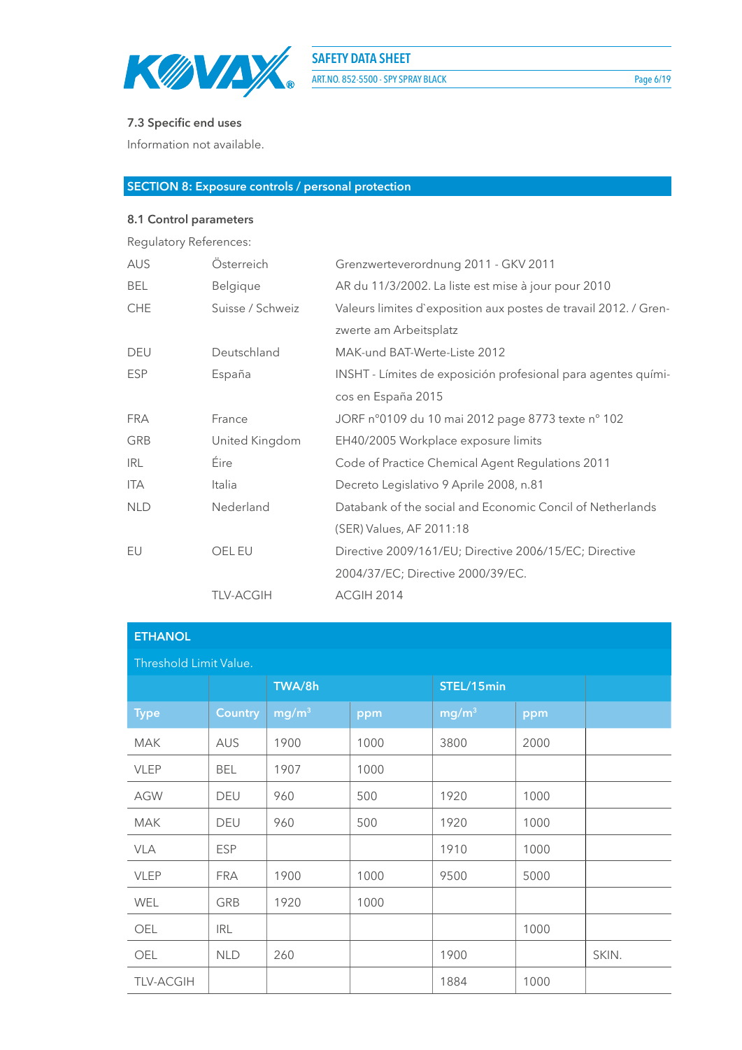### 7.3 Specific end uses

Information not available.

## SECTION 8: Exposure controls / personal protection

### 8.1 Control parameters

Regulatory References:

| | | |
|---|---|---|
| AUS | Österreich | Grenzwerteverordnung 2011 - GKV 2011 |
| BEL | Belgique | AR du 11/3/2002. La liste est mise à jour pour 2010 |
| CHE | Suisse / Schweiz | Valeurs limites d`exposition aux postes de travail 2012. / Grenzwerte am Arbeitsplatz |
| DEU | Deutschland | MAK-und BAT-Werte-Liste 2012 |
| ESP | España | INSHT - Límites de exposición profesional para agentes químicos en España 2015 |
| FRA | France | JORF n°0109 du 10 mai 2012 page 8773 texte n° 102 |
| GRB | United Kingdom | EH40/2005 Workplace exposure limits |
| IRL | Éire | Code of Practice Chemical Agent Regulations 2011 |
| ITA | Italia | Decreto Legislativo 9 Aprile 2008, n.81 |
| NLD | Nederland | Databank of the social and Economic Concil of Netherlands (SER) Values, AF 2011:18 |
| EU | OEL EU | Directive 2009/161/EU; Directive 2006/15/EC; Directive 2004/37/EC; Directive 2000/39/EC. |
| | TLV-ACGIH | ACGIH 2014 |

**ETHANOL**

Threshold Limit Value.

| | | TWA/8h | | STEL/15min | | |
|---|---|---|---|---|---|---|
| **Type** | **Country** | **mg/m³** | **ppm** | **mg/m³** | **ppm** | |
| MAK | AUS | 1900 | 1000 | 3800 | 2000 | |
| VLEP | BEL | 1907 | 1000 | | | |
| AGW | DEU | 960 | 500 | 1920 | 1000 | |
| MAK | DEU | 960 | 500 | 1920 | 1000 | |
| VLA | ESP | | | 1910 | 1000 | |
| VLEP | FRA | 1900 | 1000 | 9500 | 5000 | |
| WEL | GRB | 1920 | 1000 | | | |
| OEL | IRL | | | | 1000 | |
| OEL | NLD | 260 | | 1900 | | SKIN. |
| TLV-ACGIH | | | | 1884 | 1000 | |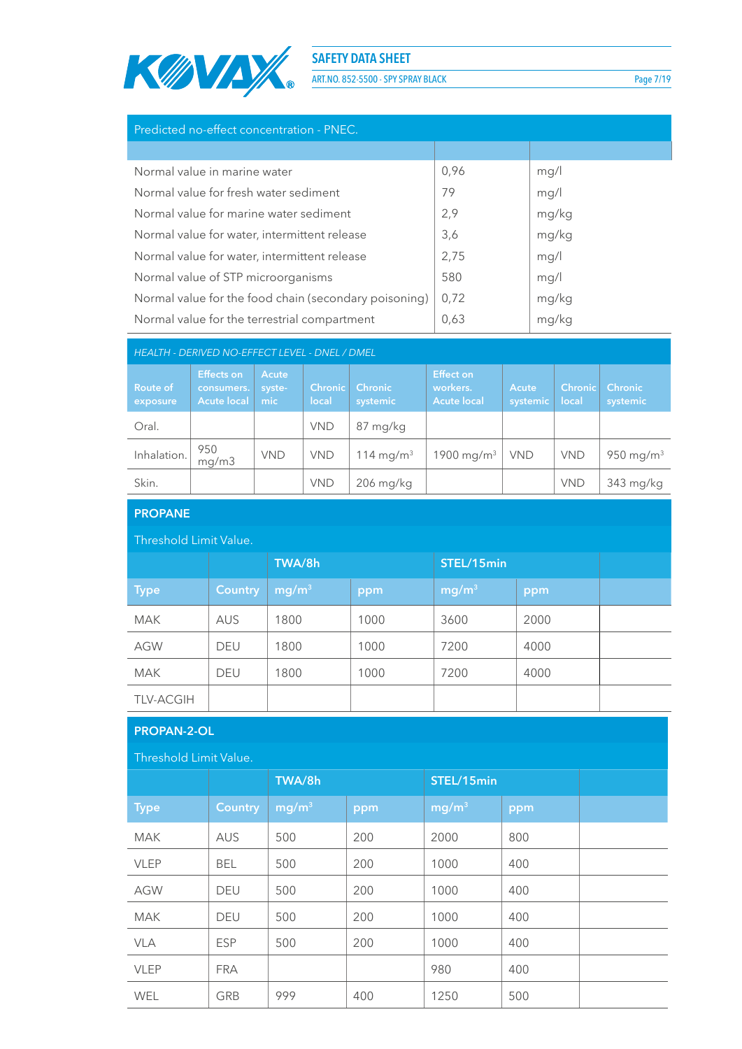| Predicted no-effect concentration - PNEC. | | |
|---|---|---|
| | | |
| Normal value in marine water | 0,96 | mg/l |
| Normal value for fresh water sediment | 79 | mg/l |
| Normal value for marine water sediment | 2,9 | mg/kg |
| Normal value for water, intermittent release | 3,6 | mg/kg |
| Normal value for water, intermittent release | 2,75 | mg/l |
| Normal value of STP microorganisms | 580 | mg/l |
| Normal value for the food chain (secondary poisoning) | 0,72 | mg/kg |
| Normal value for the terrestrial compartment | 0,63 | mg/kg |

*HEALTH - DERIVED NO-EFFECT LEVEL - DNEL / DMEL*

| Route of exposure | Effects on consumers. Acute local | Acute systemic | Chronic local | Chronic systemic | Effect on workers. Acute local | Acute systemic | Chronic local | Chronic systemic |
|---|---|---|---|---|---|---|---|---|
| Oral. | | | VND | 87 mg/kg | | | | |
| Inhalation. | 950 mg/m3 | VND | VND | 114 mg/m³ | 1900 mg/m³ | VND | VND | 950 mg/m³ |
| Skin. | | | VND | 206 mg/kg | | | VND | 343 mg/kg |

**PROPANE**

Threshold Limit Value.

| | | TWA/8h | | STEL/15min | | |
|---|---|---|---|---|---|---|
| Type | Country | mg/m³ | ppm | mg/m³ | ppm | |
| MAK | AUS | 1800 | 1000 | 3600 | 2000 | |
| AGW | DEU | 1800 | 1000 | 7200 | 4000 | |
| MAK | DEU | 1800 | 1000 | 7200 | 4000 | |
| TLV-ACGIH | | | | | | |

**PROPAN-2-OL**

Threshold Limit Value.

| | | TWA/8h | | STEL/15min | | |
|---|---|---|---|---|---|---|
| Type | Country | mg/m³ | ppm | mg/m³ | ppm | |
| MAK | AUS | 500 | 200 | 2000 | 800 | |
| VLEP | BEL | 500 | 200 | 1000 | 400 | |
| AGW | DEU | 500 | 200 | 1000 | 400 | |
| MAK | DEU | 500 | 200 | 1000 | 400 | |
| VLA | ESP | 500 | 200 | 1000 | 400 | |
| VLEP | FRA | | | 980 | 400 | |
| WEL | GRB | 999 | 400 | 1250 | 500 | |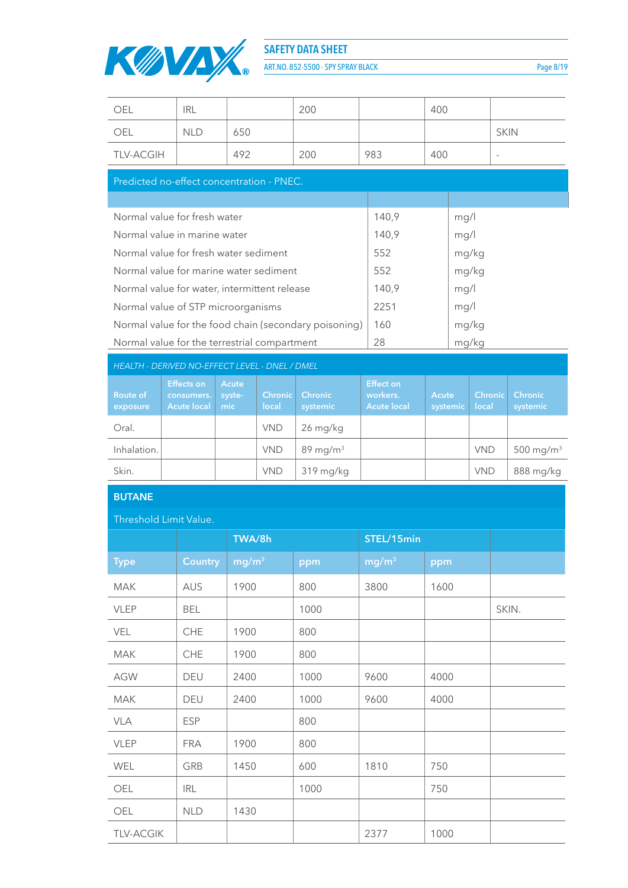| OEL | IRL | | 200 | | 400 | |
|---|---|---|---|---|---|---|
| OEL | NLD | 650 | | | | SKIN |
| TLV-ACGIH | | 492 | 200 | 983 | 400 | - |

## Predicted no-effect concentration - PNEC.

| | | |
|---|---|---|
| Normal value for fresh water | 140,9 | mg/l |
| Normal value in marine water | 140,9 | mg/l |
| Normal value for fresh water sediment | 552 | mg/kg |
| Normal value for marine water sediment | 552 | mg/kg |
| Normal value for water, intermittent release | 140,9 | mg/l |
| Normal value of STP microorganisms | 2251 | mg/l |
| Normal value for the food chain (secondary poisoning) | 160 | mg/kg |
| Normal value for the terrestrial compartment | 28 | mg/kg |

## *HEALTH - DERIVED NO-EFFECT LEVEL - DNEL / DMEL*

| Route of exposure | Effects on consumers. Acute local | Acute systemic | Chronic local | Chronic systemic | Effect on workers. Acute local | Acute systemic | Chronic local | Chronic systemic |
|---|---|---|---|---|---|---|---|---|
| Oral. | | | VND | 26 mg/kg | | | | |
| Inhalation. | | | VND | 89 mg/m³ | | | VND | 500 mg/m³ |
| Skin. | | | VND | 319 mg/kg | | | VND | 888 mg/kg |

## BUTANE

Threshold Limit Value.

| | | TWA/8h | | STEL/15min | | |
|---|---|---|---|---|---|---|
| Type | Country | mg/m³ | ppm | mg/m³ | ppm | |
| MAK | AUS | 1900 | 800 | 3800 | 1600 | |
| VLEP | BEL | | 1000 | | | SKIN. |
| VEL | CHE | 1900 | 800 | | | |
| MAK | CHE | 1900 | 800 | | | |
| AGW | DEU | 2400 | 1000 | 9600 | 4000 | |
| MAK | DEU | 2400 | 1000 | 9600 | 4000 | |
| VLA | ESP | | 800 | | | |
| VLEP | FRA | 1900 | 800 | | | |
| WEL | GRB | 1450 | 600 | 1810 | 750 | |
| OEL | IRL | | 1000 | | 750 | |
| OEL | NLD | 1430 | | | | |
| TLV-ACGIK | | | | 2377 | 1000 | |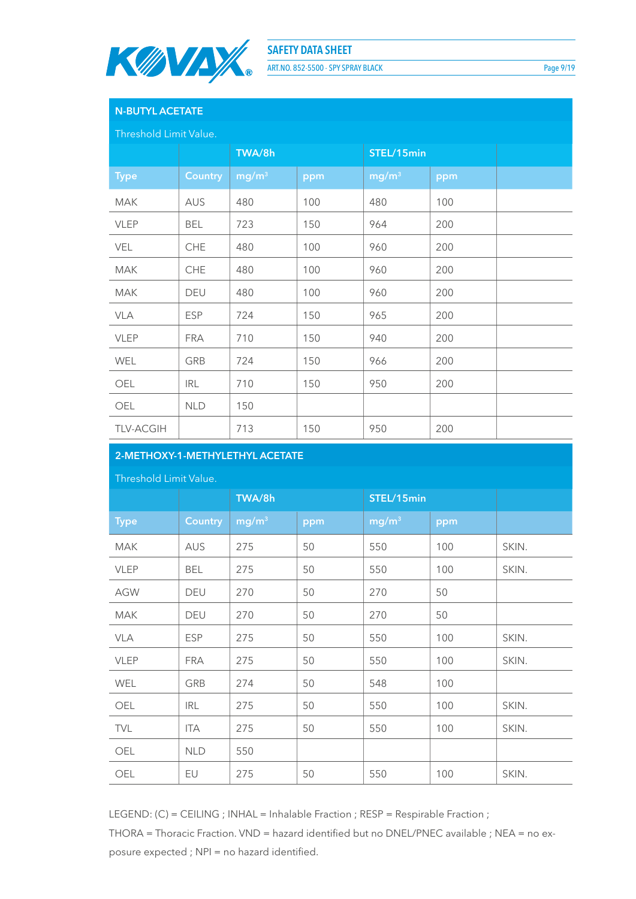## N-BUTYL ACETATE

Threshold Limit Value.

| | | TWA/8h | | STEL/15min | | |
|---|---|---|---|---|---|---|
| Type | Country | mg/m³ | ppm | mg/m³ | ppm | |
| MAK | AUS | 480 | 100 | 480 | 100 | |
| VLEP | BEL | 723 | 150 | 964 | 200 | |
| VEL | CHE | 480 | 100 | 960 | 200 | |
| MAK | CHE | 480 | 100 | 960 | 200 | |
| MAK | DEU | 480 | 100 | 960 | 200 | |
| VLA | ESP | 724 | 150 | 965 | 200 | |
| VLEP | FRA | 710 | 150 | 940 | 200 | |
| WEL | GRB | 724 | 150 | 966 | 200 | |
| OEL | IRL | 710 | 150 | 950 | 200 | |
| OEL | NLD | 150 | | | | |
| TLV-ACGIH | | 713 | 150 | 950 | 200 | |

## 2-METHOXY-1-METHYLETHYL ACETATE

Threshold Limit Value.

| | | TWA/8h | | STEL/15min | | |
|---|---|---|---|---|---|---|
| Type | Country | mg/m³ | ppm | mg/m³ | ppm | |
| MAK | AUS | 275 | 50 | 550 | 100 | SKIN. |
| VLEP | BEL | 275 | 50 | 550 | 100 | SKIN. |
| AGW | DEU | 270 | 50 | 270 | 50 | |
| MAK | DEU | 270 | 50 | 270 | 50 | |
| VLA | ESP | 275 | 50 | 550 | 100 | SKIN. |
| VLEP | FRA | 275 | 50 | 550 | 100 | SKIN. |
| WEL | GRB | 274 | 50 | 548 | 100 | |
| OEL | IRL | 275 | 50 | 550 | 100 | SKIN. |
| TVL | ITA | 275 | 50 | 550 | 100 | SKIN. |
| OEL | NLD | 550 | | | | |
| OEL | EU | 275 | 50 | 550 | 100 | SKIN. |

LEGEND: (C) = CEILING ; INHAL = Inhalable Fraction ; RESP = Respirable Fraction ; THORA = Thoracic Fraction. VND = hazard identified but no DNEL/PNEC available ; NEA = no exposure expected ; NPI = no hazard identified.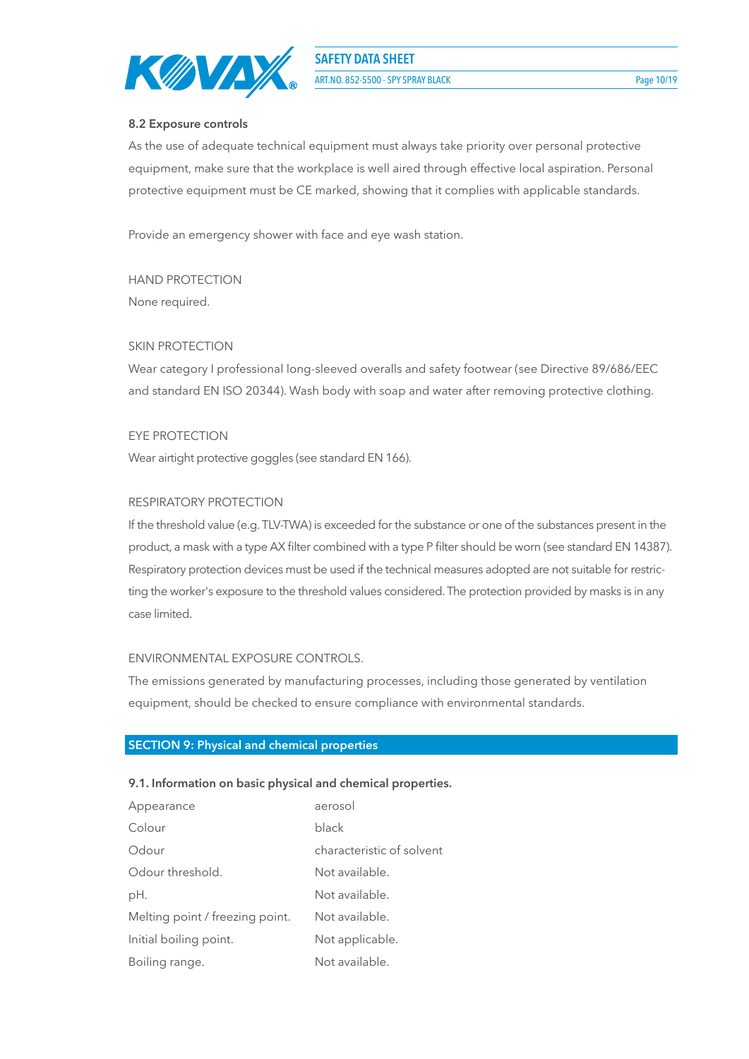### 8.2 Exposure controls

As the use of adequate technical equipment must always take priority over personal protective equipment, make sure that the workplace is well aired through effective local aspiration. Personal protective equipment must be CE marked, showing that it complies with applicable standards.

Provide an emergency shower with face and eye wash station.

HAND PROTECTION

None required.

SKIN PROTECTION

Wear category I professional long-sleeved overalls and safety footwear (see Directive 89/686/EEC and standard EN ISO 20344). Wash body with soap and water after removing protective clothing.

EYE PROTECTION

Wear airtight protective goggles (see standard EN 166).

RESPIRATORY PROTECTION

If the threshold value (e.g. TLV-TWA) is exceeded for the substance or one of the substances present in the product, a mask with a type AX filter combined with a type P filter should be worn (see standard EN 14387). Respiratory protection devices must be used if the technical measures adopted are not suitable for restricting the worker's exposure to the threshold values considered. The protection provided by masks is in any case limited.

ENVIRONMENTAL EXPOSURE CONTROLS.

The emissions generated by manufacturing processes, including those generated by ventilation equipment, should be checked to ensure compliance with environmental standards.

## SECTION 9: Physical and chemical properties

### 9.1. Information on basic physical and chemical properties.

| | |
|---|---|
| Appearance | aerosol |
| Colour | black |
| Odour | characteristic of solvent |
| Odour threshold. | Not available. |
| pH. | Not available. |
| Melting point / freezing point. | Not available. |
| Initial boiling point. | Not applicable. |
| Boiling range. | Not available. |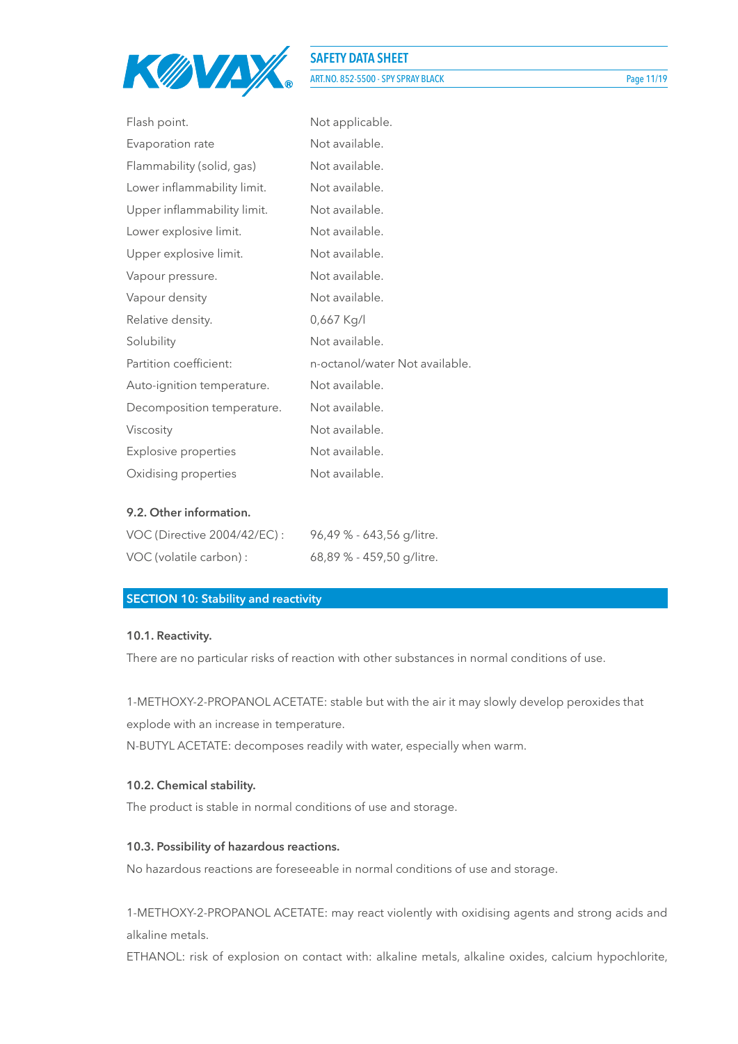| | |
|---|---|
| Flash point. | Not applicable. |
| Evaporation rate | Not available. |
| Flammability (solid, gas) | Not available. |
| Lower inflammability limit. | Not available. |
| Upper inflammability limit. | Not available. |
| Lower explosive limit. | Not available. |
| Upper explosive limit. | Not available. |
| Vapour pressure. | Not available. |
| Vapour density | Not available. |
| Relative density. | 0,667 Kg/l |
| Solubility | Not available. |
| Partition coefficient: | n-octanol/water Not available. |
| Auto-ignition temperature. | Not available. |
| Decomposition temperature. | Not available. |
| Viscosity | Not available. |
| Explosive properties | Not available. |
| Oxidising properties | Not available. |

### 9.2. Other information.

| | |
|---|---|
| VOC (Directive 2004/42/EC) : | 96,49 % - 643,56 g/litre. |
| VOC (volatile carbon) : | 68,89 % - 459,50 g/litre. |

## SECTION 10: Stability and reactivity

### 10.1. Reactivity.

There are no particular risks of reaction with other substances in normal conditions of use.

1-METHOXY-2-PROPANOL ACETATE: stable but with the air it may slowly develop peroxides that explode with an increase in temperature.
N-BUTYL ACETATE: decomposes readily with water, especially when warm.

### 10.2. Chemical stability.

The product is stable in normal conditions of use and storage.

### 10.3. Possibility of hazardous reactions.

No hazardous reactions are foreseeable in normal conditions of use and storage.

1-METHOXY-2-PROPANOL ACETATE: may react violently with oxidising agents and strong acids and alkaline metals.
ETHANOL: risk of explosion on contact with: alkaline metals, alkaline oxides, calcium hypochlorite,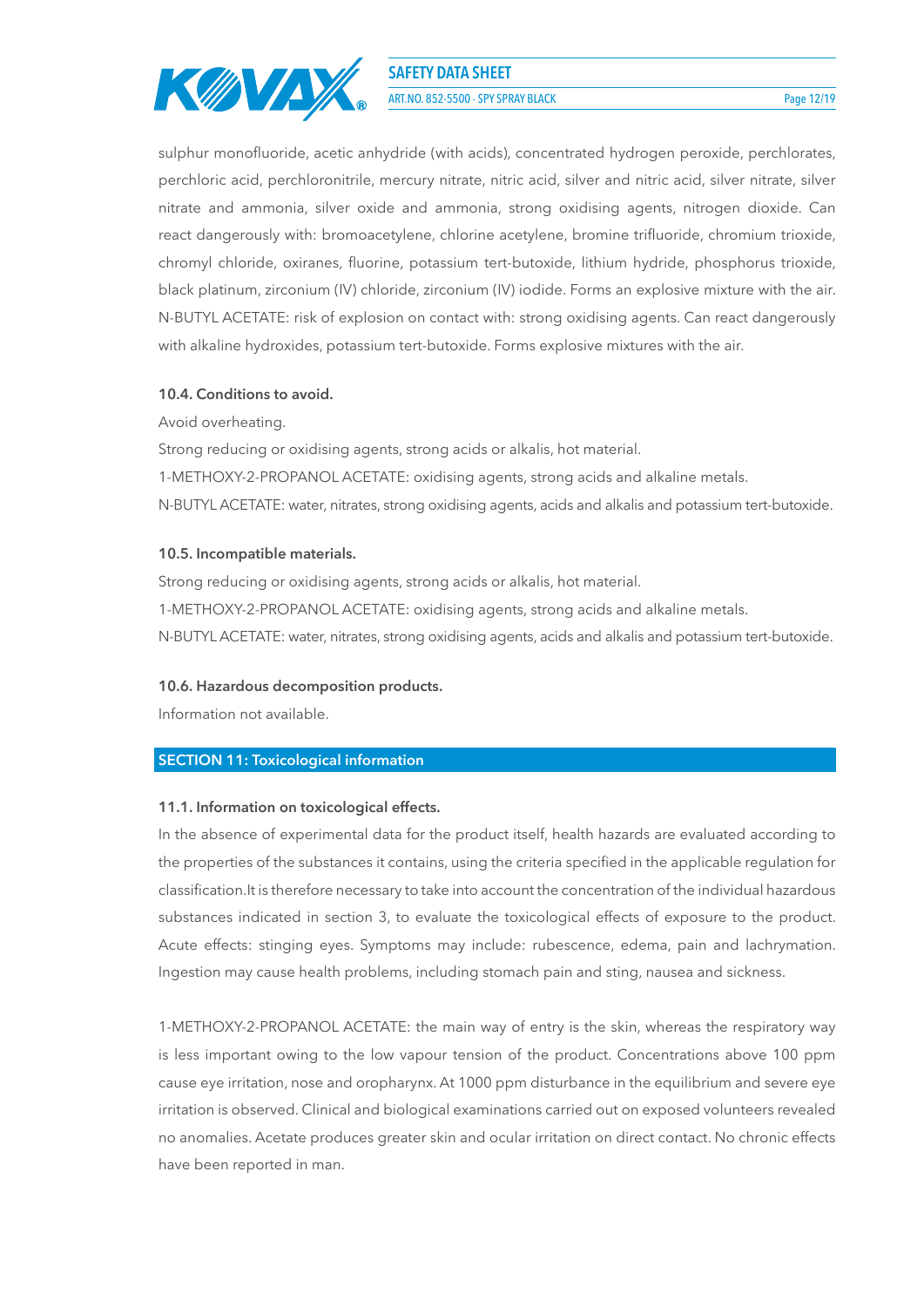sulphur monofluoride, acetic anhydride (with acids), concentrated hydrogen peroxide, perchlorates, perchloric acid, perchloronitrile, mercury nitrate, nitric acid, silver and nitric acid, silver nitrate, silver nitrate and ammonia, silver oxide and ammonia, strong oxidising agents, nitrogen dioxide. Can react dangerously with: bromoacetylene, chlorine acetylene, bromine trifluoride, chromium trioxide, chromyl chloride, oxiranes, fluorine, potassium tert-butoxide, lithium hydride, phosphorus trioxide, black platinum, zirconium (IV) chloride, zirconium (IV) iodide. Forms an explosive mixture with the air. N-BUTYL ACETATE: risk of explosion on contact with: strong oxidising agents. Can react dangerously with alkaline hydroxides, potassium tert-butoxide. Forms explosive mixtures with the air.

### 10.4. Conditions to avoid.

Avoid overheating.

Strong reducing or oxidising agents, strong acids or alkalis, hot material.

1-METHOXY-2-PROPANOL ACETATE: oxidising agents, strong acids and alkaline metals.

N-BUTYL ACETATE: water, nitrates, strong oxidising agents, acids and alkalis and potassium tert-butoxide.

### 10.5. Incompatible materials.

Strong reducing or oxidising agents, strong acids or alkalis, hot material.

1-METHOXY-2-PROPANOL ACETATE: oxidising agents, strong acids and alkaline metals.

N-BUTYL ACETATE: water, nitrates, strong oxidising agents, acids and alkalis and potassium tert-butoxide.

### 10.6. Hazardous decomposition products.

Information not available.

## SECTION 11: Toxicological information

### 11.1. Information on toxicological effects.

In the absence of experimental data for the product itself, health hazards are evaluated according to the properties of the substances it contains, using the criteria specified in the applicable regulation for classification.It is therefore necessary to take into account the concentration of the individual hazardous substances indicated in section 3, to evaluate the toxicological effects of exposure to the product. Acute effects: stinging eyes. Symptoms may include: rubescence, edema, pain and lachrymation. Ingestion may cause health problems, including stomach pain and sting, nausea and sickness.

1-METHOXY-2-PROPANOL ACETATE: the main way of entry is the skin, whereas the respiratory way is less important owing to the low vapour tension of the product. Concentrations above 100 ppm cause eye irritation, nose and oropharynx. At 1000 ppm disturbance in the equilibrium and severe eye irritation is observed. Clinical and biological examinations carried out on exposed volunteers revealed no anomalies. Acetate produces greater skin and ocular irritation on direct contact. No chronic effects have been reported in man.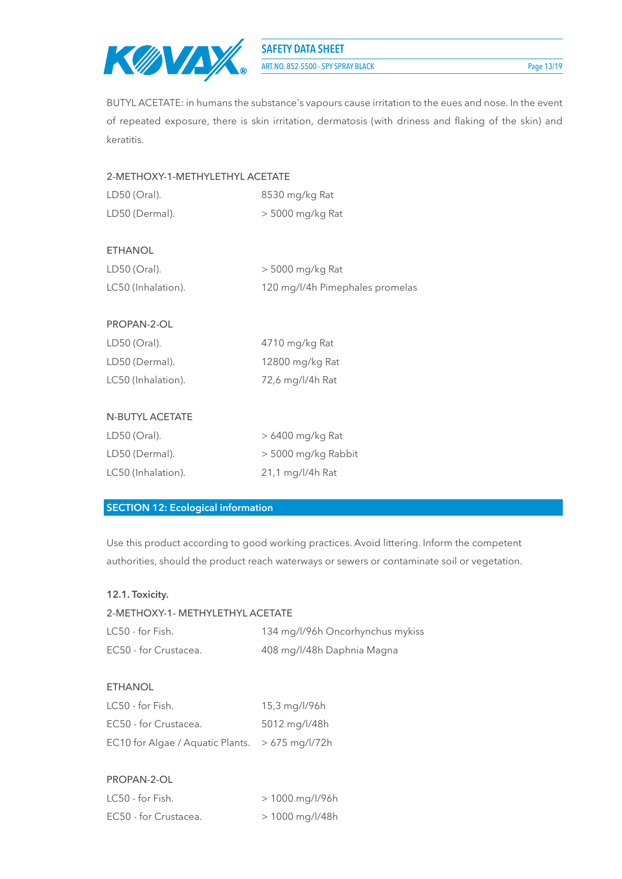BUTYL ACETATE: in humans the substance's vapours cause irritation to the eues and nose. In the event of repeated exposure, there is skin irritation, dermatosis (with driness and flaking of the skin) and keratitis.

2-METHOXY-1-METHYLETHYL ACETATE

| | |
|---|---|
| LD50 (Oral). | 8530 mg/kg Rat |
| LD50 (Dermal). | > 5000 mg/kg Rat |

ETHANOL

| | |
|---|---|
| LD50 (Oral). | > 5000 mg/kg Rat |
| LC50 (Inhalation). | 120 mg/l/4h Pimephales promelas |

PROPAN-2-OL

| | |
|---|---|
| LD50 (Oral). | 4710 mg/kg Rat |
| LD50 (Dermal). | 12800 mg/kg Rat |
| LC50 (Inhalation). | 72,6 mg/l/4h Rat |

N-BUTYL ACETATE

| | |
|---|---|
| LD50 (Oral). | > 6400 mg/kg Rat |
| LD50 (Dermal). | > 5000 mg/kg Rabbit |
| LC50 (Inhalation). | 21,1 mg/l/4h Rat |

## SECTION 12: Ecological information

Use this product according to good working practices. Avoid littering. Inform the competent authorities, should the product reach waterways or sewers or contaminate soil or vegetation.

### 12.1. Toxicity.

2-METHOXY-1- METHYLETHYL ACETATE

| | |
|---|---|
| LC50 - for Fish. | 134 mg/l/96h Oncorhynchus mykiss |
| EC50 - for Crustacea. | 408 mg/l/48h Daphnia Magna |

ETHANOL

| | |
|---|---|
| LC50 - for Fish. | 15,3 mg/l/96h |
| EC50 - for Crustacea. | 5012 mg/l/48h |
| EC10 for Algae / Aquatic Plants. | > 675 mg/l/72h |

PROPAN-2-OL

| | |
|---|---|
| LC50 - for Fish. | > 1000 mg/l/96h |
| EC50 - for Crustacea. | > 1000 mg/l/48h |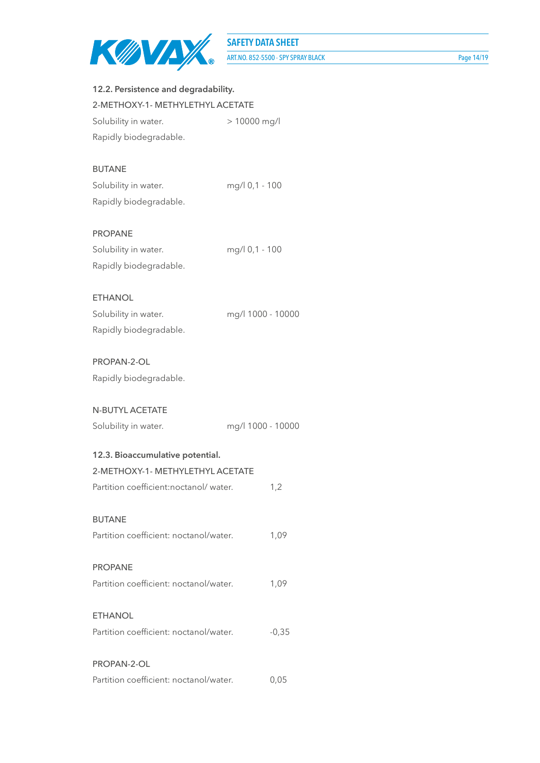**12.2. Persistence and degradability.**

2-METHOXY-1- METHYLETHYL ACETATE

Solubility in water. > 10000 mg/l

Rapidly biodegradable.

BUTANE

Solubility in water. mg/l 0,1 - 100

Rapidly biodegradable.

PROPANE

Solubility in water. mg/l 0,1 - 100

Rapidly biodegradable.

ETHANOL

Solubility in water. mg/l 1000 - 10000

Rapidly biodegradable.

PROPAN-2-OL

Rapidly biodegradable.

N-BUTYL ACETATE

Solubility in water. mg/l 1000 - 10000

**12.3. Bioaccumulative potential.**

2-METHOXY-1- METHYLETHYL ACETATE

Partition coefficient:noctanol/ water. 1,2

BUTANE

Partition coefficient: noctanol/water. 1,09

PROPANE

Partition coefficient: noctanol/water. 1,09

ETHANOL

Partition coefficient: noctanol/water. -0,35

PROPAN-2-OL

Partition coefficient: noctanol/water. 0,05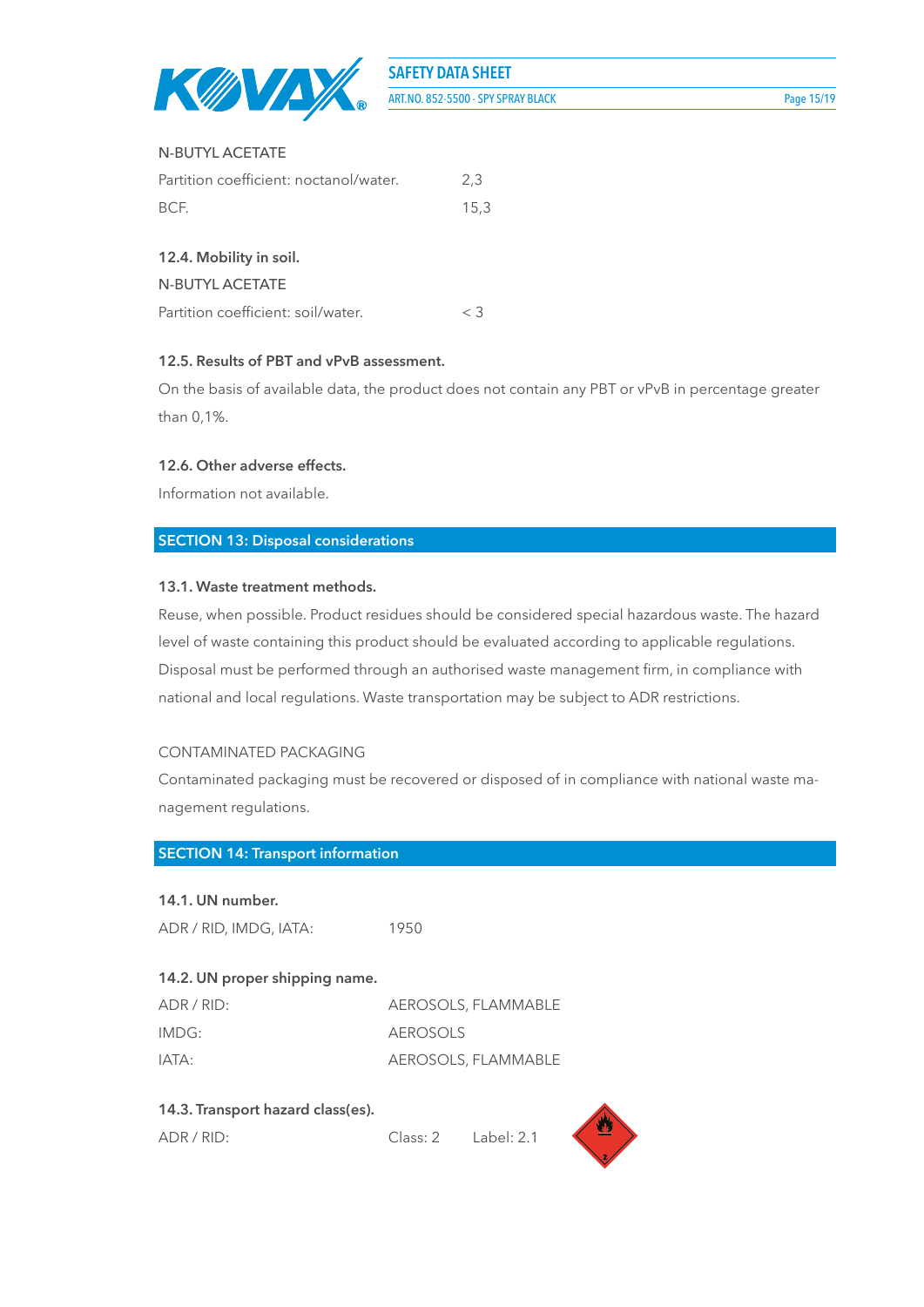N-BUTYL ACETATE

| | |
|---|---|
| Partition coefficient: noctanol/water. | 2,3 |
| BCF. | 15,3 |

### 12.4. Mobility in soil.

N-BUTYL ACETATE

| | |
|---|---|
| Partition coefficient: soil/water. | < 3 |

### 12.5. Results of PBT and vPvB assessment.

On the basis of available data, the product does not contain any PBT or vPvB in percentage greater than 0,1%.

### 12.6. Other adverse effects.

Information not available.

## SECTION 13: Disposal considerations

### 13.1. Waste treatment methods.

Reuse, when possible. Product residues should be considered special hazardous waste. The hazard level of waste containing this product should be evaluated according to applicable regulations. Disposal must be performed through an authorised waste management firm, in compliance with national and local regulations. Waste transportation may be subject to ADR restrictions.

CONTAMINATED PACKAGING

Contaminated packaging must be recovered or disposed of in compliance with national waste management regulations.

## SECTION 14: Transport information

### 14.1. UN number.

| | |
|---|---|
| ADR / RID, IMDG, IATA: | 1950 |

### 14.2. UN proper shipping name.

| | |
|---|---|
| ADR / RID: | AEROSOLS, FLAMMABLE |
| IMDG: | AEROSOLS |
| IATA: | AEROSOLS, FLAMMABLE |

### 14.3. Transport hazard class(es).

| | | |
|---|---|---|
| ADR / RID: | Class: 2 | Label: 2.1 |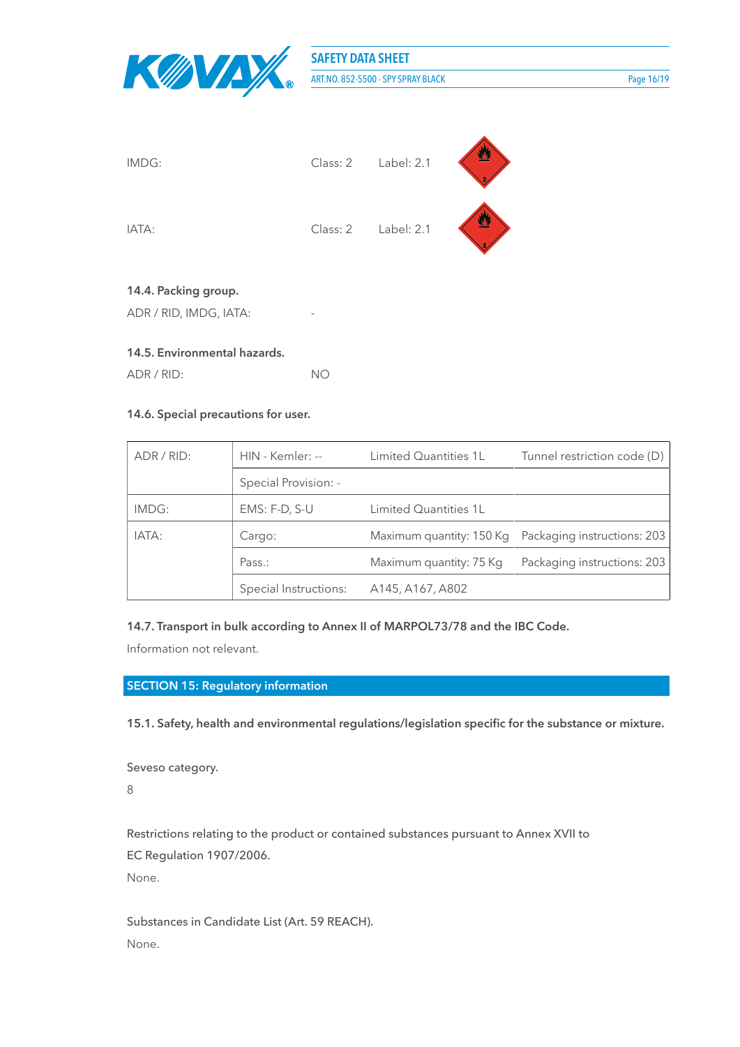IMDG: Class: 2 Label: 2.1

IATA: Class: 2 Label: 2.1

**14.4. Packing group.**

ADR / RID, IMDG, IATA: -

**14.5. Environmental hazards.**

ADR / RID: NO

**14.6. Special precautions for user.**

| | | | |
|---|---|---|---|
| ADR / RID: | HIN - Kemler: -- | Limited Quantities 1L | Tunnel restriction code (D) |
| | Special Provision: - | | |
| IMDG: | EMS: F-D, S-U | Limited Quantities 1L | |
| IATA: | Cargo: | Maximum quantity: 150 Kg | Packaging instructions: 203 |
| | Pass.: | Maximum quantity: 75 Kg | Packaging instructions: 203 |
| | Special Instructions: | A145, A167, A802 | |

**14.7. Transport in bulk according to Annex II of MARPOL73/78 and the IBC Code.**

Information not relevant.

## SECTION 15: Regulatory information

**15.1. Safety, health and environmental regulations/legislation specific for the substance or mixture.**

Seveso category.

8

Restrictions relating to the product or contained substances pursuant to Annex XVII to EC Regulation 1907/2006.

None.

Substances in Candidate List (Art. 59 REACH).

None.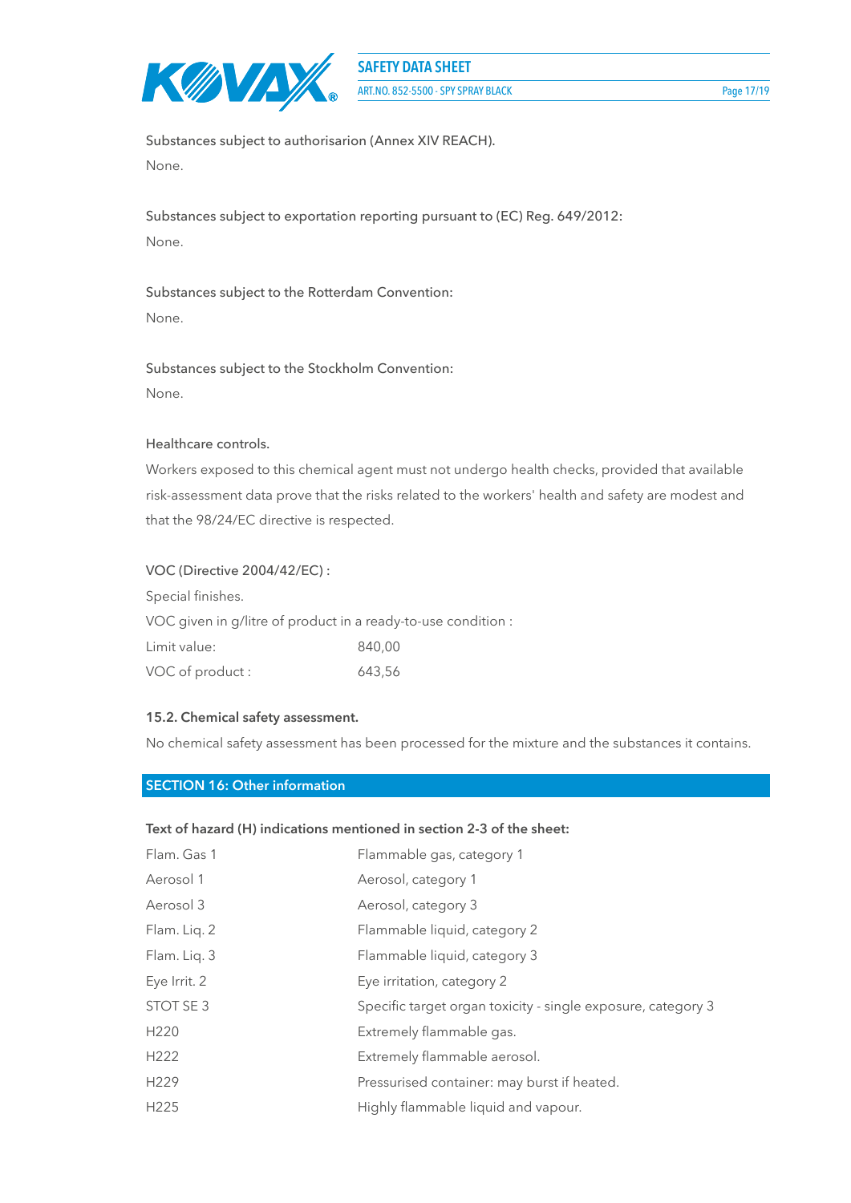Substances subject to authorisarion (Annex XIV REACH).

None.

Substances subject to exportation reporting pursuant to (EC) Reg. 649/2012:

None.

Substances subject to the Rotterdam Convention:

None.

Substances subject to the Stockholm Convention:

None.

Healthcare controls.

Workers exposed to this chemical agent must not undergo health checks, provided that available risk-assessment data prove that the risks related to the workers' health and safety are modest and that the 98/24/EC directive is respected.

VOC (Directive 2004/42/EC) :

Special finishes.

VOC given in g/litre of product in a ready-to-use condition :

| | |
|---|---|
| Limit value: | 840,00 |
| VOC of product : | 643,56 |

**15.2. Chemical safety assessment.**

No chemical safety assessment has been processed for the mixture and the substances it contains.

## SECTION 16: Other information

**Text of hazard (H) indications mentioned in section 2-3 of the sheet:**

| | |
|---|---|
| Flam. Gas 1 | Flammable gas, category 1 |
| Aerosol 1 | Aerosol, category 1 |
| Aerosol 3 | Aerosol, category 3 |
| Flam. Liq. 2 | Flammable liquid, category 2 |
| Flam. Liq. 3 | Flammable liquid, category 3 |
| Eye Irrit. 2 | Eye irritation, category 2 |
| STOT SE 3 | Specific target organ toxicity - single exposure, category 3 |
| H220 | Extremely flammable gas. |
| H222 | Extremely flammable aerosol. |
| H229 | Pressurised container: may burst if heated. |
| H225 | Highly flammable liquid and vapour. |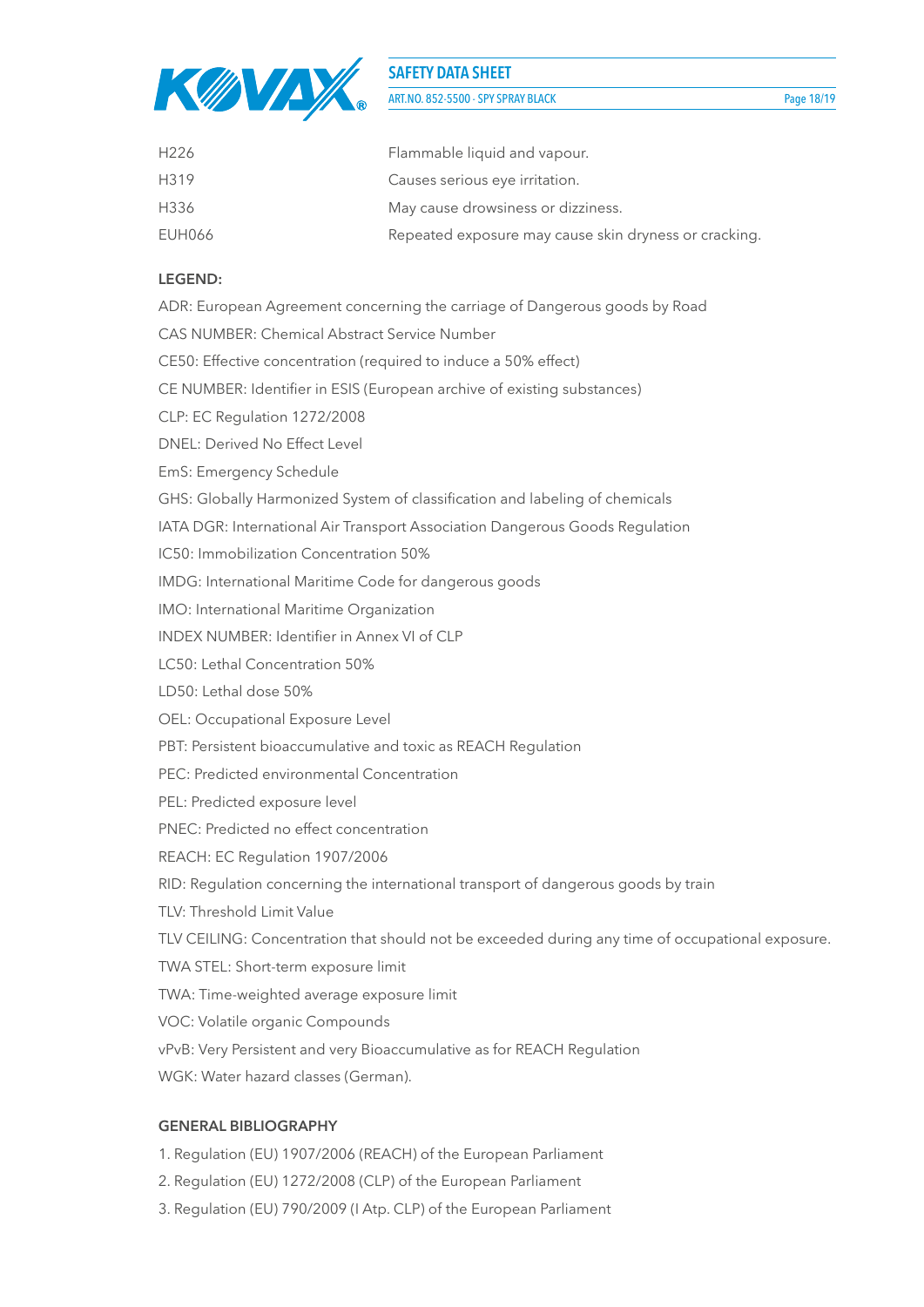| | |
|---|---|
| H226 | Flammable liquid and vapour. |
| H319 | Causes serious eye irritation. |
| H336 | May cause drowsiness or dizziness. |
| EUH066 | Repeated exposure may cause skin dryness or cracking. |

**LEGEND:**

ADR: European Agreement concerning the carriage of Dangerous goods by Road

CAS NUMBER: Chemical Abstract Service Number

CE50: Effective concentration (required to induce a 50% effect)

CE NUMBER: Identifier in ESIS (European archive of existing substances)

CLP: EC Regulation 1272/2008

DNEL: Derived No Effect Level

EmS: Emergency Schedule

GHS: Globally Harmonized System of classification and labeling of chemicals

IATA DGR: International Air Transport Association Dangerous Goods Regulation

IC50: Immobilization Concentration 50%

IMDG: International Maritime Code for dangerous goods

IMO: International Maritime Organization

INDEX NUMBER: Identifier in Annex VI of CLP

LC50: Lethal Concentration 50%

LD50: Lethal dose 50%

OEL: Occupational Exposure Level

PBT: Persistent bioaccumulative and toxic as REACH Regulation

PEC: Predicted environmental Concentration

PEL: Predicted exposure level

PNEC: Predicted no effect concentration

REACH: EC Regulation 1907/2006

RID: Regulation concerning the international transport of dangerous goods by train

TLV: Threshold Limit Value

TLV CEILING: Concentration that should not be exceeded during any time of occupational exposure.

TWA STEL: Short-term exposure limit

TWA: Time-weighted average exposure limit

VOC: Volatile organic Compounds

vPvB: Very Persistent and very Bioaccumulative as for REACH Regulation

WGK: Water hazard classes (German).

**GENERAL BIBLIOGRAPHY**

1. Regulation (EU) 1907/2006 (REACH) of the European Parliament
2. Regulation (EU) 1272/2008 (CLP) of the European Parliament
3. Regulation (EU) 790/2009 (I Atp. CLP) of the European Parliament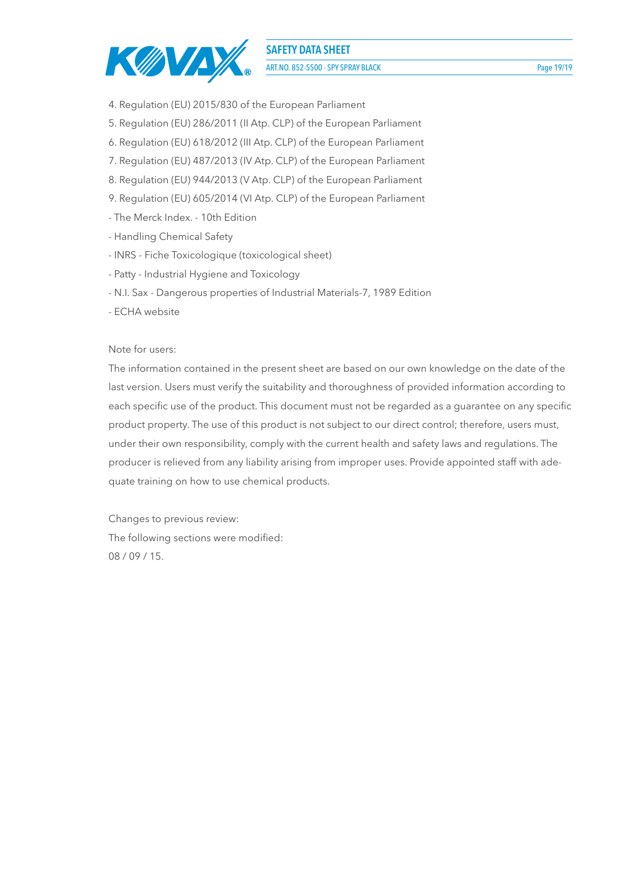4. Regulation (EU) 2015/830 of the European Parliament
5. Regulation (EU) 286/2011 (II Atp. CLP) of the European Parliament
6. Regulation (EU) 618/2012 (III Atp. CLP) of the European Parliament
7. Regulation (EU) 487/2013 (IV Atp. CLP) of the European Parliament
8. Regulation (EU) 944/2013 (V Atp. CLP) of the European Parliament
9. Regulation (EU) 605/2014 (VI Atp. CLP) of the European Parliament

- The Merck Index. - 10th Edition
- Handling Chemical Safety
- INRS - Fiche Toxicologique (toxicological sheet)
- Patty - Industrial Hygiene and Toxicology
- N.I. Sax - Dangerous properties of Industrial Materials-7, 1989 Edition
- ECHA website

Note for users:

The information contained in the present sheet are based on our own knowledge on the date of the last version. Users must verify the suitability and thoroughness of provided information according to each specific use of the product. This document must not be regarded as a guarantee on any specific product property. The use of this product is not subject to our direct control; therefore, users must, under their own responsibility, comply with the current health and safety laws and regulations. The producer is relieved from any liability arising from improper uses. Provide appointed staff with adequate training on how to use chemical products.

Changes to previous review:
The following sections were modified:
08 / 09 / 15.